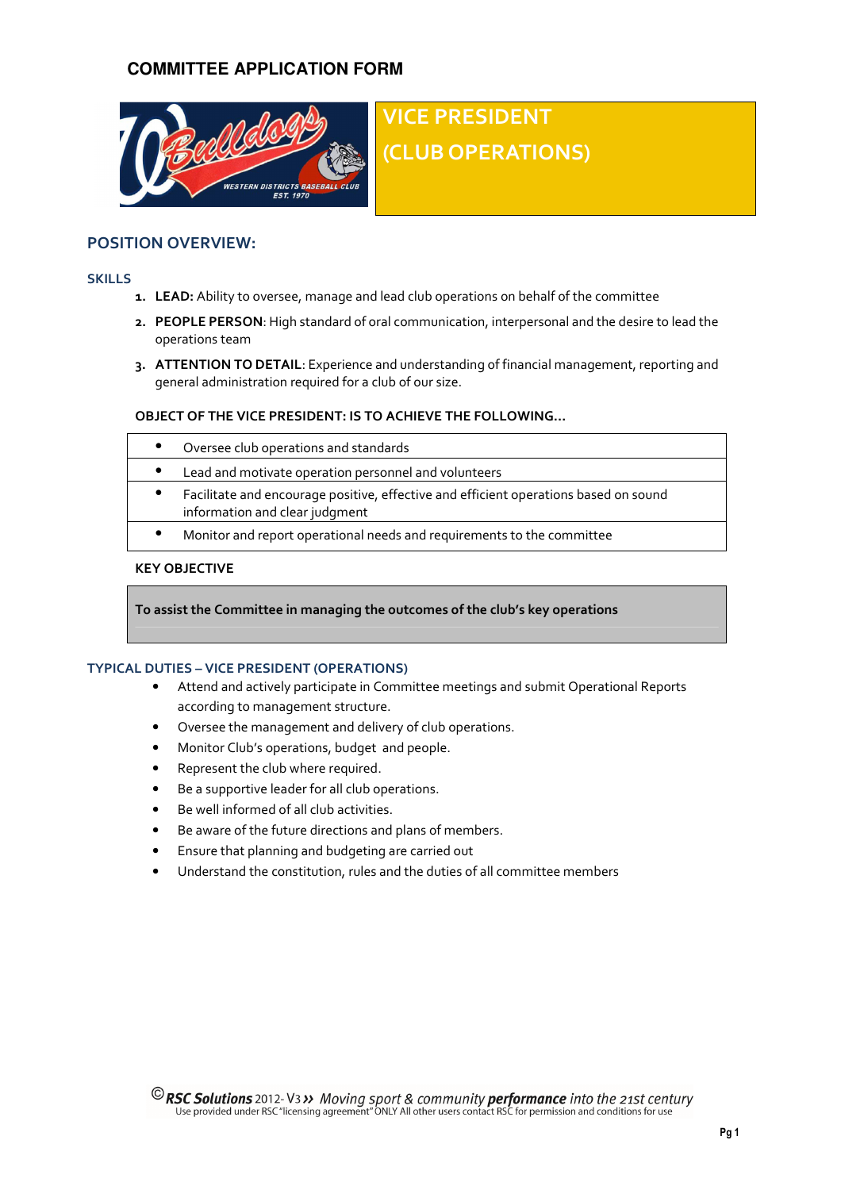# COMMITTEE APPLICATION FORM

## VICE PRESIDENT (CLUB OPERATIONS)

## POSITION OVERVIEW:

### SKILLS

1. **LEAD:** Ability to oversee, manage and lead club operations on behalf of the committee
2. **PEOPLE PERSON**: High standard of oral communication, interpersonal and the desire to lead the operations team
3. **ATTENTION TO DETAIL**: Experience and understanding of financial management, reporting and general administration required for a club of our size.

**OBJECT OF THE VICE PRESIDENT: IS TO ACHIEVE THE FOLLOWING…**

- Oversee club operations and standards
- Lead and motivate operation personnel and volunteers
- Facilitate and encourage positive, effective and efficient operations based on sound information and clear judgment
- Monitor and report operational needs and requirements to the committee

**KEY OBJECTIVE**

**To assist the Committee in managing the outcomes of the club's key operations**

### TYPICAL DUTIES – VICE PRESIDENT (OPERATIONS)

- Attend and actively participate in Committee meetings and submit Operational Reports according to management structure.
- Oversee the management and delivery of club operations.
- Monitor Club's operations, budget and people.
- Represent the club where required.
- Be a supportive leader for all club operations.
- Be well informed of all club activities.
- Be aware of the future directions and plans of members.
- Ensure that planning and budgeting are carried out
- Understand the constitution, rules and the duties of all committee members

© RSC Solutions 2012- V3 » Moving sport & community performance into the 21st century
Use provided under RSC "licensing agreement" ONLY All other users contact RSC for permission and conditions for use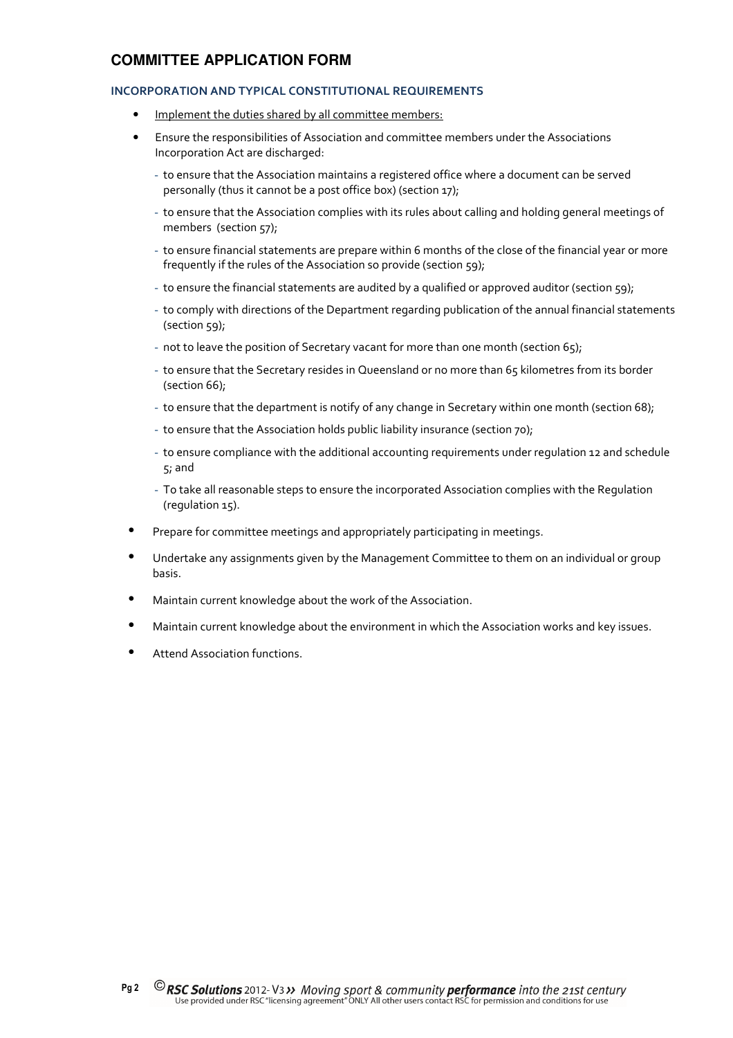## COMMITTEE APPLICATION FORM

### INCORPORATION AND TYPICAL CONSTITUTIONAL REQUIREMENTS

- <u>Implement the duties shared by all committee members:</u>
- Ensure the responsibilities of Association and committee members under the Associations Incorporation Act are discharged:
  - to ensure that the Association maintains a registered office where a document can be served personally (thus it cannot be a post office box) (section 17);
  - to ensure that the Association complies with its rules about calling and holding general meetings of members (section 57);
  - to ensure financial statements are prepare within 6 months of the close of the financial year or more frequently if the rules of the Association so provide (section 59);
  - to ensure the financial statements are audited by a qualified or approved auditor (section 59);
  - to comply with directions of the Department regarding publication of the annual financial statements (section 59);
  - not to leave the position of Secretary vacant for more than one month (section 65);
  - to ensure that the Secretary resides in Queensland or no more than 65 kilometres from its border (section 66);
  - to ensure that the department is notify of any change in Secretary within one month (section 68);
  - to ensure that the Association holds public liability insurance (section 70);
  - to ensure compliance with the additional accounting requirements under regulation 12 and schedule 5; and
  - To take all reasonable steps to ensure the incorporated Association complies with the Regulation (regulation 15).
- Prepare for committee meetings and appropriately participating in meetings.
- Undertake any assignments given by the Management Committee to them on an individual or group basis.
- Maintain current knowledge about the work of the Association.
- Maintain current knowledge about the environment in which the Association works and key issues.
- Attend Association functions.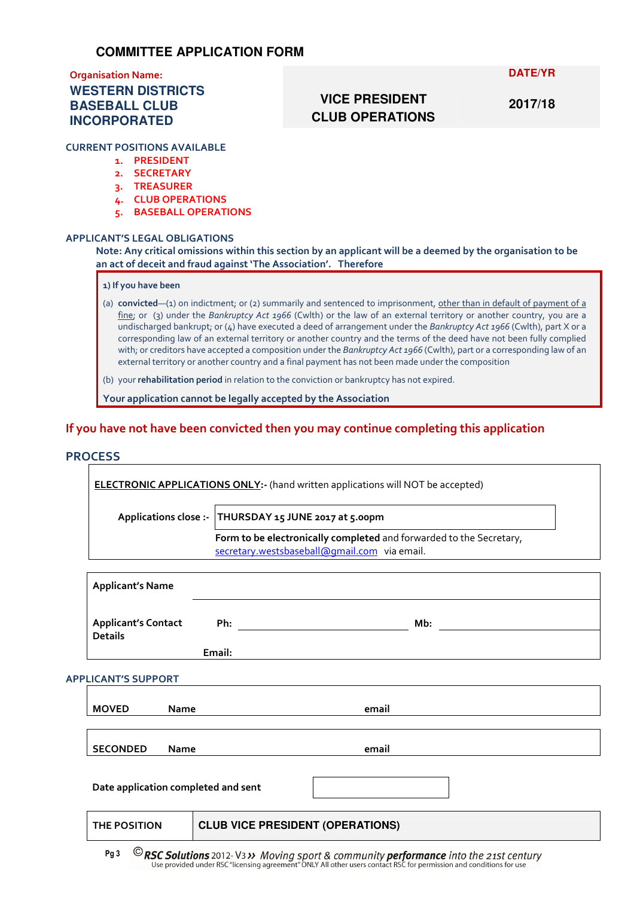# COMMITTEE APPLICATION FORM

| Organisation Name: WESTERN DISTRICTS BASEBALL CLUB INCORPORATED | VICE PRESIDENT CLUB OPERATIONS | DATE/YR 2017/18 |
|---|---|---|

## CURRENT POSITIONS AVAILABLE

1. PRESIDENT
2. SECRETARY
3. TREASURER
4. CLUB OPERATIONS
5. BASEBALL OPERATIONS

## APPLICANT'S LEGAL OBLIGATIONS

**Note: Any critical omissions within this section by an applicant will be a deemed by the organisation to be an act of deceit and fraud against 'The Association'. Therefore**

**1) If you have been**

(a) **convicted**—(1) on indictment; or (2) summarily and sentenced to imprisonment, other than in default of payment of a fine; or (3) under the *Bankruptcy Act 1966* (Cwlth) or the law of an external territory or another country, you are a undischarged bankrupt; or (4) have executed a deed of arrangement under the *Bankruptcy Act 1966* (Cwlth), part X or a corresponding law of an external territory or another country and the terms of the deed have not been fully complied with; or creditors have accepted a composition under the *Bankruptcy Act 1966* (Cwlth), part or a corresponding law of an external territory or another country and a final payment has not been made under the composition

(b) your **rehabilitation period** in relation to the conviction or bankruptcy has not expired.

**Your application cannot be legally accepted by the Association**

**If you have not have been convicted then you may continue completing this application**

## PROCESS

**ELECTRONIC APPLICATIONS ONLY:-** (hand written applications will NOT be accepted)

**Applications close :-** THURSDAY 15 JUNE 2017 at 5.00pm

**Form to be electronically completed** and forwarded to the Secretary, secretary.westsbaseball@gmail.com via email.

| | |
|---|---|
| **Applicant's Name** | |
| **Applicant's Contact Details** | **Ph:** ______ **Mb:** ______ **Email:** |

## APPLICANT'S SUPPORT

| | | |
|---|---|---|
| **MOVED** | **Name** | **email** |
| **SECONDED** | **Name** | **email** |

**Date application completed and sent** ______

| **THE POSITION** | **CLUB VICE PRESIDENT (OPERATIONS)** |
|---|---|

©*RSC Solutions* 2012- V3 ›› *Moving sport & community* ***performance*** *into the 21st century*
Use provided under RSC "licensing agreement" ONLY All other users contact RSC for permission and conditions for use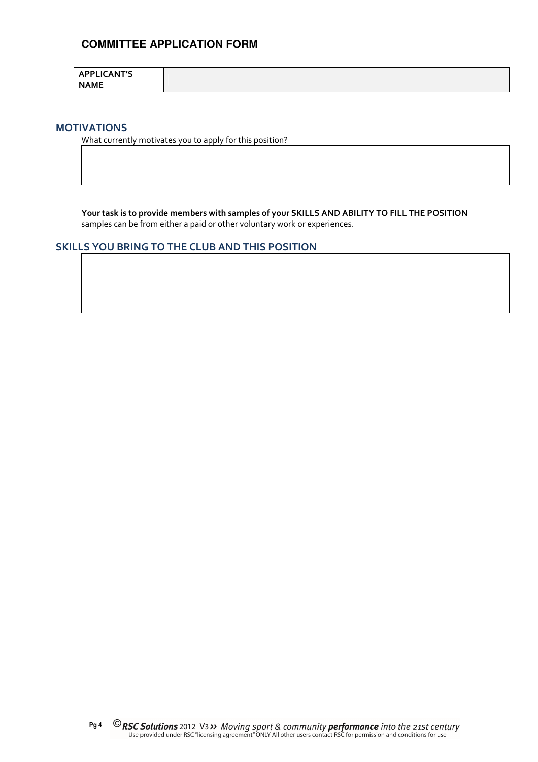## COMMITTEE APPLICATION FORM

| | |
|---|---|
| **APPLICANT'S NAME** | |

### MOTIVATIONS

What currently motivates you to apply for this position?

| |
|---|
| |

**Your task is to provide members with samples of your SKILLS AND ABILITY TO FILL THE POSITION** samples can be from either a paid or other voluntary work or experiences.

### SKILLS YOU BRING TO THE CLUB AND THIS POSITION

| |
|---|
| |